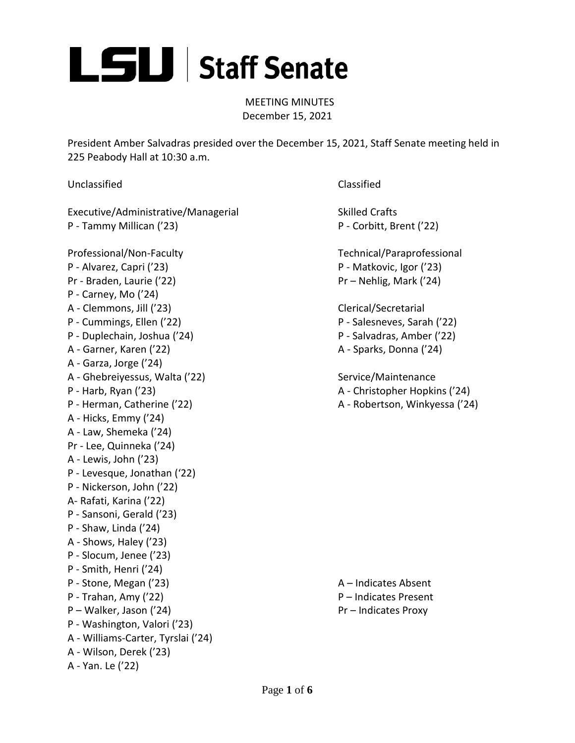# LSU | Staff Senate

MEETING MINUTES
December 15, 2021

President Amber Salvadras presided over the December 15, 2021, Staff Senate meeting held in 225 Peabody Hall at 10:30 a.m.

## Unclassified

### Executive/Administrative/Managerial

P - Tammy Millican ('23)

### Professional/Non-Faculty

P - Alvarez, Capri ('23)
Pr - Braden, Laurie ('22)
P - Carney, Mo ('24)
A - Clemmons, Jill ('23)
P - Cummings, Ellen ('22)
P - Duplechain, Joshua ('24)
A - Garner, Karen ('22)
A - Garza, Jorge ('24)
A - Ghebreiyessus, Walta ('22)
P - Harb, Ryan ('23)
P - Herman, Catherine ('22)
A - Hicks, Emmy ('24)
A - Law, Shemeka ('24)
Pr - Lee, Quinneka ('24)
A - Lewis, John ('23)
P - Levesque, Jonathan ('22)
P - Nickerson, John ('22)
A- Rafati, Karina ('22)
P - Sansoni, Gerald ('23)
P - Shaw, Linda ('24)
A - Shows, Haley ('23)
P - Slocum, Jenee ('23)
P - Smith, Henri ('24)
P - Stone, Megan ('23)
P - Trahan, Amy ('22)
P – Walker, Jason ('24)
P - Washington, Valori ('23)
A - Williams-Carter, Tyrslai ('24)
A - Wilson, Derek ('23)
A - Yan. Le ('22)

## Classified

### Skilled Crafts

P - Corbitt, Brent ('22)

### Technical/Paraprofessional

P - Matkovic, Igor ('23)
Pr – Nehlig, Mark ('24)

### Clerical/Secretarial

P - Salesneves, Sarah ('22)
P - Salvadras, Amber ('22)
A - Sparks, Donna ('24)

### Service/Maintenance

A - Christopher Hopkins ('24)
A - Robertson, Winkyessa ('24)

A – Indicates Absent
P – Indicates Present
Pr – Indicates Proxy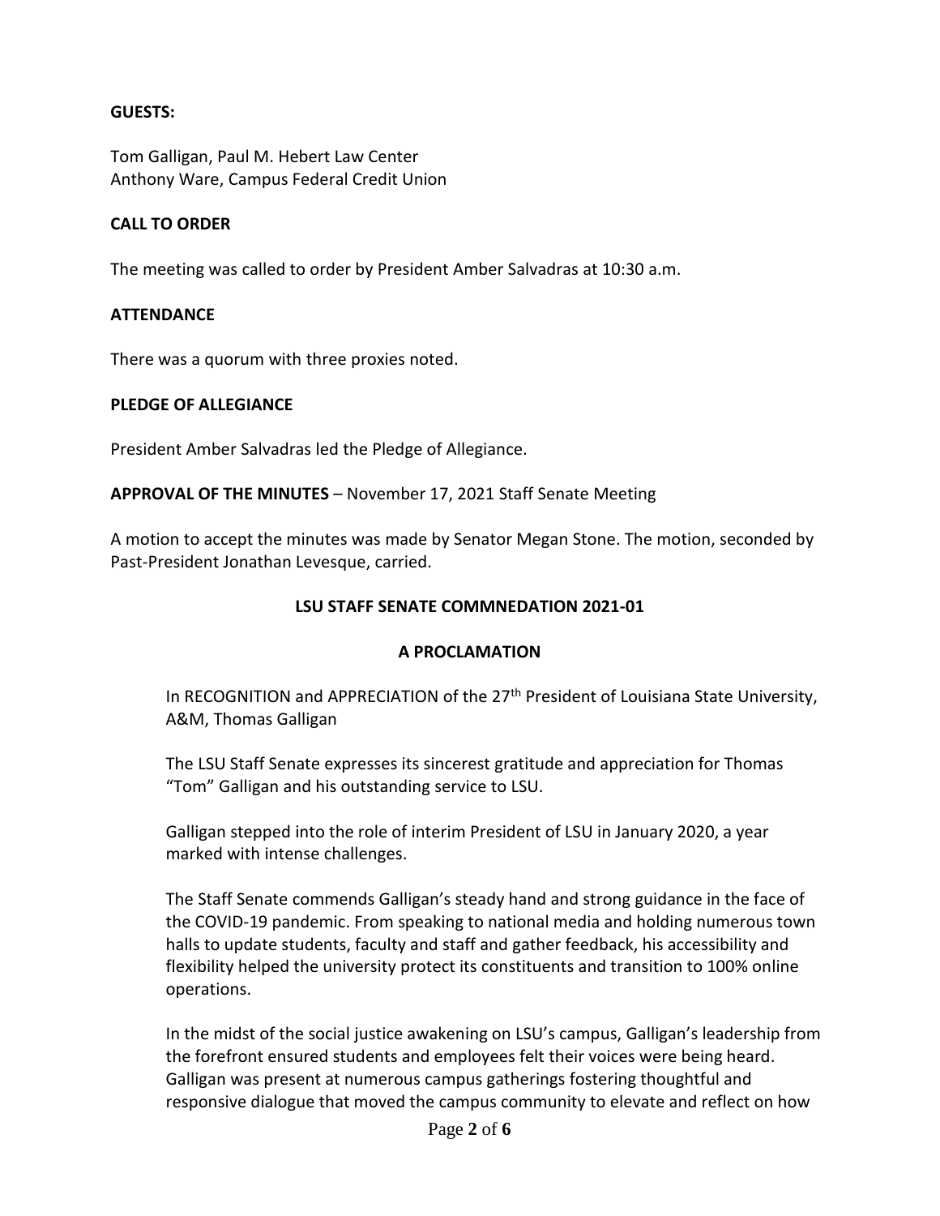**GUESTS:**

Tom Galligan, Paul M. Hebert Law Center
Anthony Ware, Campus Federal Credit Union

**CALL TO ORDER**

The meeting was called to order by President Amber Salvadras at 10:30 a.m.

**ATTENDANCE**

There was a quorum with three proxies noted.

**PLEDGE OF ALLEGIANCE**

President Amber Salvadras led the Pledge of Allegiance.

**APPROVAL OF THE MINUTES** – November 17, 2021 Staff Senate Meeting

A motion to accept the minutes was made by Senator Megan Stone. The motion, seconded by Past-President Jonathan Levesque, carried.

**LSU STAFF SENATE COMMNEDATION 2021-01**

**A PROCLAMATION**

In RECOGNITION and APPRECIATION of the 27th President of Louisiana State University, A&M, Thomas Galligan

The LSU Staff Senate expresses its sincerest gratitude and appreciation for Thomas "Tom" Galligan and his outstanding service to LSU.

Galligan stepped into the role of interim President of LSU in January 2020, a year marked with intense challenges.

The Staff Senate commends Galligan's steady hand and strong guidance in the face of the COVID-19 pandemic. From speaking to national media and holding numerous town halls to update students, faculty and staff and gather feedback, his accessibility and flexibility helped the university protect its constituents and transition to 100% online operations.

In the midst of the social justice awakening on LSU's campus, Galligan's leadership from the forefront ensured students and employees felt their voices were being heard. Galligan was present at numerous campus gatherings fostering thoughtful and responsive dialogue that moved the campus community to elevate and reflect on how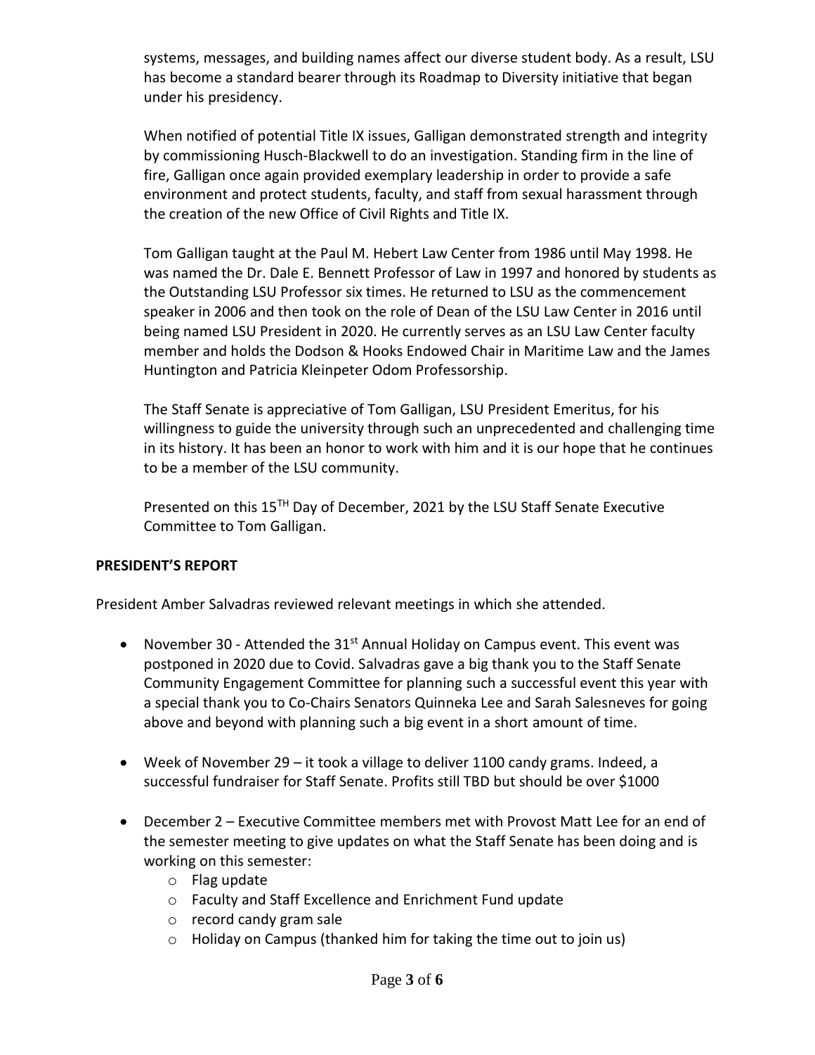systems, messages, and building names affect our diverse student body. As a result, LSU has become a standard bearer through its Roadmap to Diversity initiative that began under his presidency.

When notified of potential Title IX issues, Galligan demonstrated strength and integrity by commissioning Husch-Blackwell to do an investigation. Standing firm in the line of fire, Galligan once again provided exemplary leadership in order to provide a safe environment and protect students, faculty, and staff from sexual harassment through the creation of the new Office of Civil Rights and Title IX.

Tom Galligan taught at the Paul M. Hebert Law Center from 1986 until May 1998. He was named the Dr. Dale E. Bennett Professor of Law in 1997 and honored by students as the Outstanding LSU Professor six times. He returned to LSU as the commencement speaker in 2006 and then took on the role of Dean of the LSU Law Center in 2016 until being named LSU President in 2020. He currently serves as an LSU Law Center faculty member and holds the Dodson & Hooks Endowed Chair in Maritime Law and the James Huntington and Patricia Kleinpeter Odom Professorship.

The Staff Senate is appreciative of Tom Galligan, LSU President Emeritus, for his willingness to guide the university through such an unprecedented and challenging time in its history. It has been an honor to work with him and it is our hope that he continues to be a member of the LSU community.

Presented on this 15TH Day of December, 2021 by the LSU Staff Senate Executive Committee to Tom Galligan.

**PRESIDENT'S REPORT**

President Amber Salvadras reviewed relevant meetings in which she attended.

- November 30 - Attended the 31st Annual Holiday on Campus event. This event was postponed in 2020 due to Covid. Salvadras gave a big thank you to the Staff Senate Community Engagement Committee for planning such a successful event this year with a special thank you to Co-Chairs Senators Quinneka Lee and Sarah Salesneves for going above and beyond with planning such a big event in a short amount of time.

- Week of November 29 – it took a village to deliver 1100 candy grams. Indeed, a successful fundraiser for Staff Senate. Profits still TBD but should be over $1000

- December 2 – Executive Committee members met with Provost Matt Lee for an end of the semester meeting to give updates on what the Staff Senate has been doing and is working on this semester:
  - Flag update
  - Faculty and Staff Excellence and Enrichment Fund update
  - record candy gram sale
  - Holiday on Campus (thanked him for taking the time out to join us)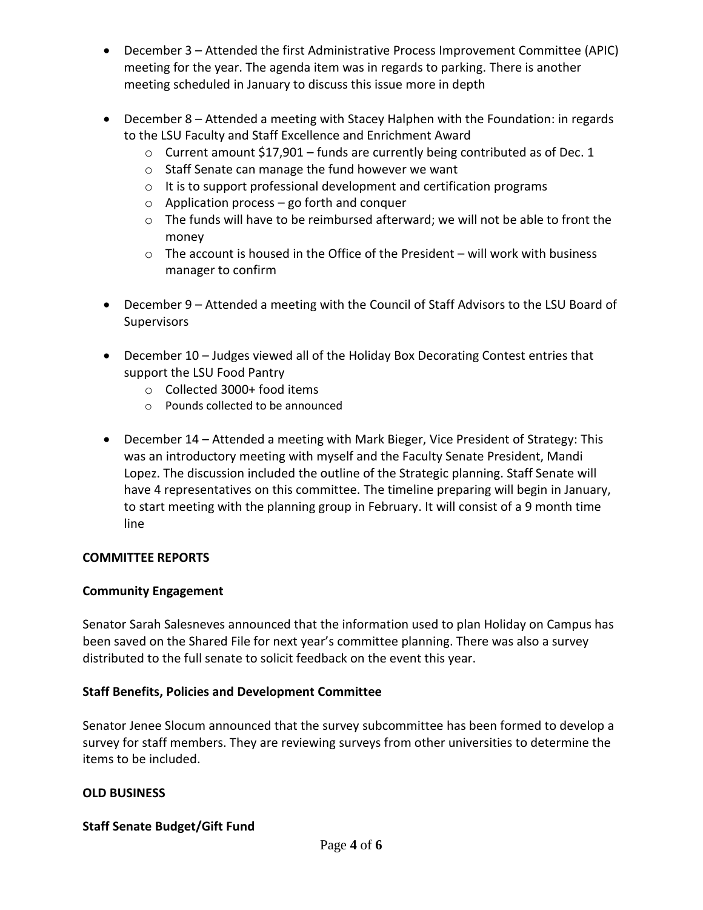- December 3 – Attended the first Administrative Process Improvement Committee (APIC) meeting for the year. The agenda item was in regards to parking. There is another meeting scheduled in January to discuss this issue more in depth

- December 8 – Attended a meeting with Stacey Halphen with the Foundation: in regards to the LSU Faculty and Staff Excellence and Enrichment Award
  - Current amount $17,901 – funds are currently being contributed as of Dec. 1
  - Staff Senate can manage the fund however we want
  - It is to support professional development and certification programs
  - Application process – go forth and conquer
  - The funds will have to be reimbursed afterward; we will not be able to front the money
  - The account is housed in the Office of the President – will work with business manager to confirm

- December 9 – Attended a meeting with the Council of Staff Advisors to the LSU Board of Supervisors

- December 10 – Judges viewed all of the Holiday Box Decorating Contest entries that support the LSU Food Pantry
  - Collected 3000+ food items
  - Pounds collected to be announced

- December 14 – Attended a meeting with Mark Bieger, Vice President of Strategy: This was an introductory meeting with myself and the Faculty Senate President, Mandi Lopez. The discussion included the outline of the Strategic planning. Staff Senate will have 4 representatives on this committee. The timeline preparing will begin in January, to start meeting with the planning group in February. It will consist of a 9 month time line

**COMMITTEE REPORTS**

**Community Engagement**

Senator Sarah Salesneves announced that the information used to plan Holiday on Campus has been saved on the Shared File for next year's committee planning. There was also a survey distributed to the full senate to solicit feedback on the event this year.

**Staff Benefits, Policies and Development Committee**

Senator Jenee Slocum announced that the survey subcommittee has been formed to develop a survey for staff members. They are reviewing surveys from other universities to determine the items to be included.

**OLD BUSINESS**

**Staff Senate Budget/Gift Fund**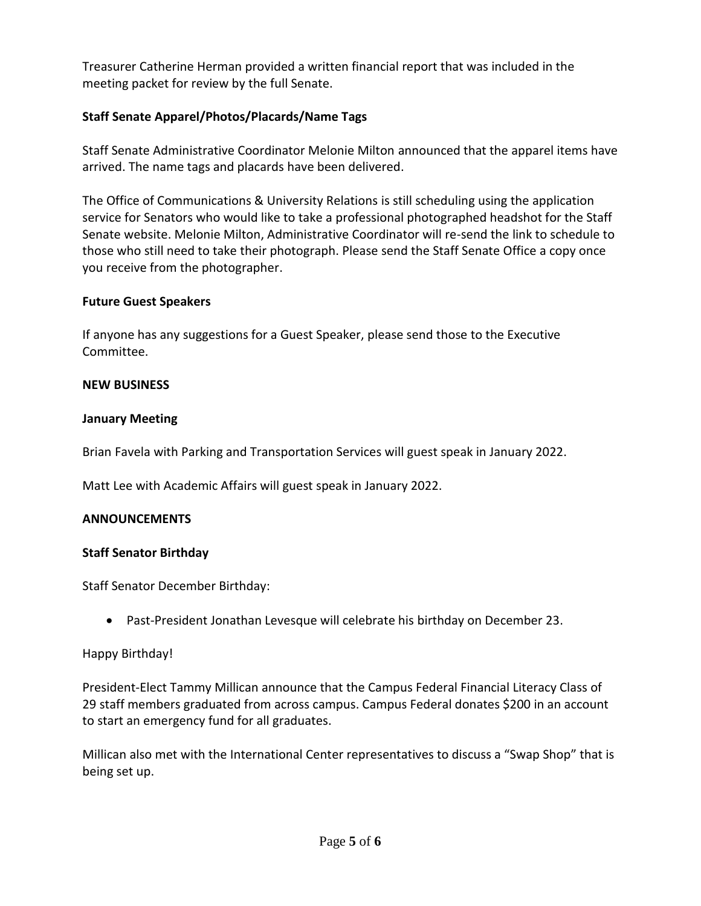Treasurer Catherine Herman provided a written financial report that was included in the meeting packet for review by the full Senate.

**Staff Senate Apparel/Photos/Placards/Name Tags**

Staff Senate Administrative Coordinator Melonie Milton announced that the apparel items have arrived. The name tags and placards have been delivered.

The Office of Communications & University Relations is still scheduling using the application service for Senators who would like to take a professional photographed headshot for the Staff Senate website. Melonie Milton, Administrative Coordinator will re-send the link to schedule to those who still need to take their photograph. Please send the Staff Senate Office a copy once you receive from the photographer.

**Future Guest Speakers**

If anyone has any suggestions for a Guest Speaker, please send those to the Executive Committee.

**NEW BUSINESS**

**January Meeting**

Brian Favela with Parking and Transportation Services will guest speak in January 2022.

Matt Lee with Academic Affairs will guest speak in January 2022.

**ANNOUNCEMENTS**

**Staff Senator Birthday**

Staff Senator December Birthday:

- Past-President Jonathan Levesque will celebrate his birthday on December 23.

Happy Birthday!

President-Elect Tammy Millican announce that the Campus Federal Financial Literacy Class of 29 staff members graduated from across campus. Campus Federal donates $200 in an account to start an emergency fund for all graduates.

Millican also met with the International Center representatives to discuss a "Swap Shop" that is being set up.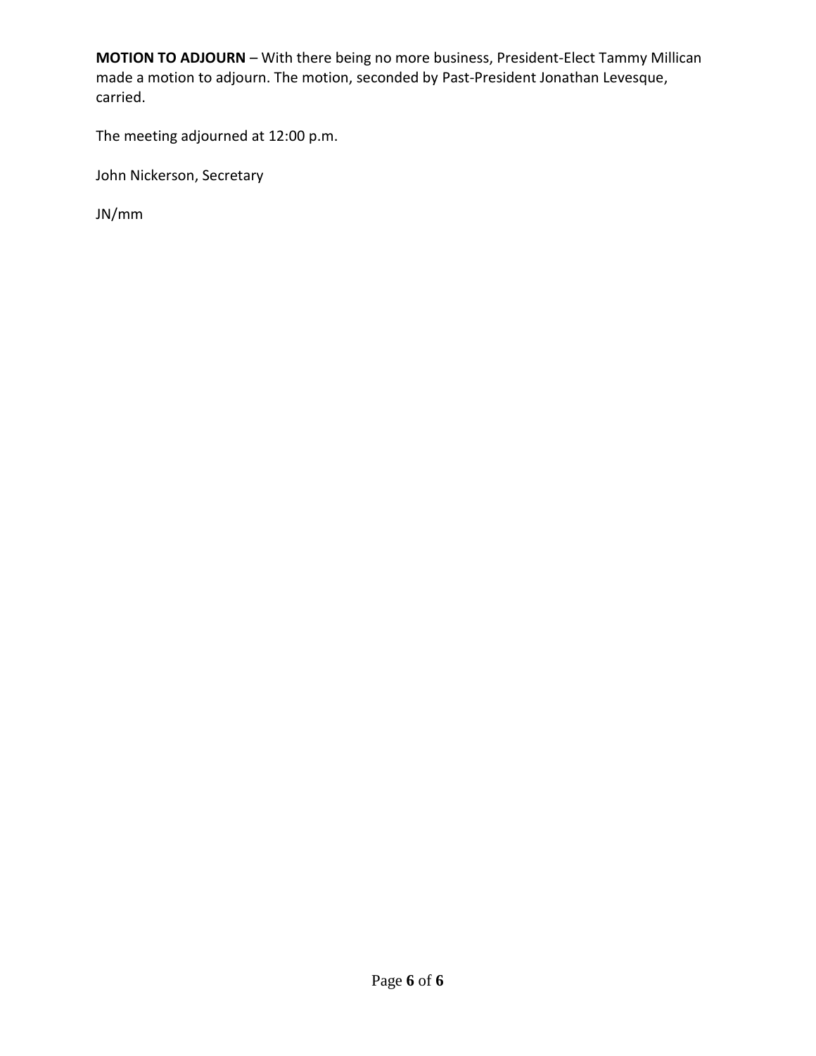**MOTION TO ADJOURN** – With there being no more business, President-Elect Tammy Millican made a motion to adjourn. The motion, seconded by Past-President Jonathan Levesque, carried.

The meeting adjourned at 12:00 p.m.

John Nickerson, Secretary

JN/mm